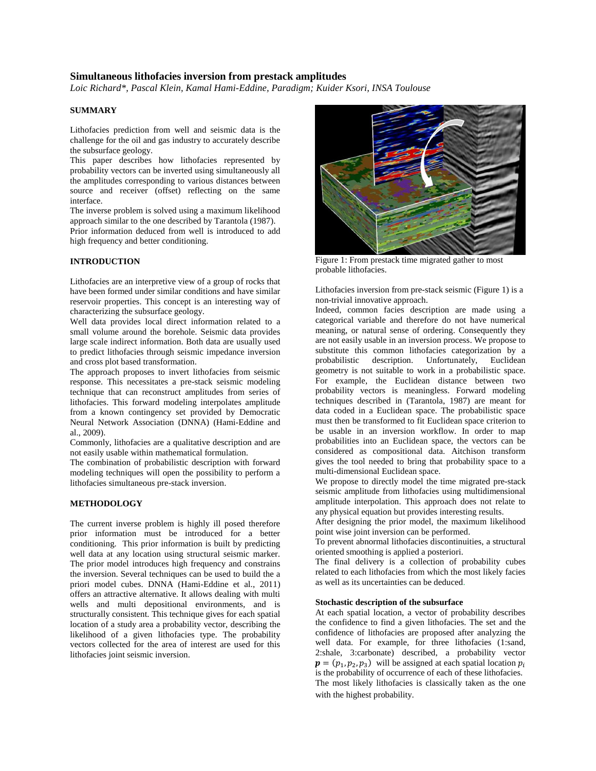# Simultaneous lithofacies inversion from prestack amplitudes

*Loic Richard\*, Pascal Klein, Kamal Hami-Eddine, Paradigm; Kuider Ksori, INSA Toulouse*

## SUMMARY

Lithofacies prediction from well and seismic data is the challenge for the oil and gas industry to accurately describe the subsurface geology.

This paper describes how lithofacies represented by probability vectors can be inverted using simultaneously all the amplitudes corresponding to various distances between source and receiver (offset) reflecting on the same interface.

The inverse problem is solved using a maximum likelihood approach similar to the one described by Tarantola (1987).

Prior information deduced from well is introduced to add high frequency and better conditioning.

## INTRODUCTION

Lithofacies are an interpretive view of a group of rocks that have been formed under similar conditions and have similar reservoir properties. This concept is an interesting way of characterizing the subsurface geology.

Well data provides local direct information related to a small volume around the borehole. Seismic data provides large scale indirect information. Both data are usually used to predict lithofacies through seismic impedance inversion and cross plot based transformation.

The approach proposes to invert lithofacies from seismic response. This necessitates a pre-stack seismic modeling technique that can reconstruct amplitudes from series of lithofacies. This forward modeling interpolates amplitude from a known contingency set provided by Democratic Neural Network Association (DNNA) (Hami-Eddine and al., 2009).

Commonly, lithofacies are a qualitative description and are not easily usable within mathematical formulation.

The combination of probabilistic description with forward modeling techniques will open the possibility to perform a lithofacies simultaneous pre-stack inversion.

## METHODOLOGY

The current inverse problem is highly ill posed therefore prior information must be introduced for a better conditioning. This prior information is built by predicting well data at any location using structural seismic marker. The prior model introduces high frequency and constrains the inversion. Several techniques can be used to build the a priori model cubes. DNNA (Hami-Eddine et al., 2011) offers an attractive alternative. It allows dealing with multi wells and multi depositional environments, and is structurally consistent. This technique gives for each spatial location of a study area a probability vector, describing the likelihood of a given lithofacies type. The probability vectors collected for the area of interest are used for this lithofacies joint seismic inversion.

Figure 1: From prestack time migrated gather to most probable lithofacies.

Lithofacies inversion from pre-stack seismic (Figure 1) is a non-trivial innovative approach.

Indeed, common facies description are made using a categorical variable and therefore do not have numerical meaning, or natural sense of ordering. Consequently they are not easily usable in an inversion process. We propose to substitute this common lithofacies categorization by a probabilistic description. Unfortunately, Euclidean geometry is not suitable to work in a probabilistic space. For example, the Euclidean distance between two probability vectors is meaningless. Forward modeling techniques described in (Tarantola, 1987) are meant for data coded in a Euclidean space. The probabilistic space must then be transformed to fit Euclidean space criterion to be usable in an inversion workflow. In order to map probabilities into an Euclidean space, the vectors can be considered as compositional data. Aitchison transform gives the tool needed to bring that probability space to a multi-dimensional Euclidean space.

We propose to directly model the time migrated pre-stack seismic amplitude from lithofacies using multidimensional amplitude interpolation. This approach does not relate to any physical equation but provides interesting results.

After designing the prior model, the maximum likelihood point wise joint inversion can be performed.

To prevent abnormal lithofacies discontinuities, a structural oriented smoothing is applied a posteriori.

The final delivery is a collection of probability cubes related to each lithofacies from which the most likely facies as well as its uncertainties can be deduced.

### Stochastic description of the subsurface

At each spatial location, a vector of probability describes the confidence to find a given lithofacies. The set and the confidence of lithofacies are proposed after analyzing the well data. For example, for three lithofacies (1:sand, 2:shale, 3:carbonate) described, a probability vector $\boldsymbol{p} = (p_1, p_2, p_3)$ will be assigned at each spatial location $p_i$ is the probability of occurrence of each of these lithofacies.

The most likely lithofacies is classically taken as the one with the highest probability.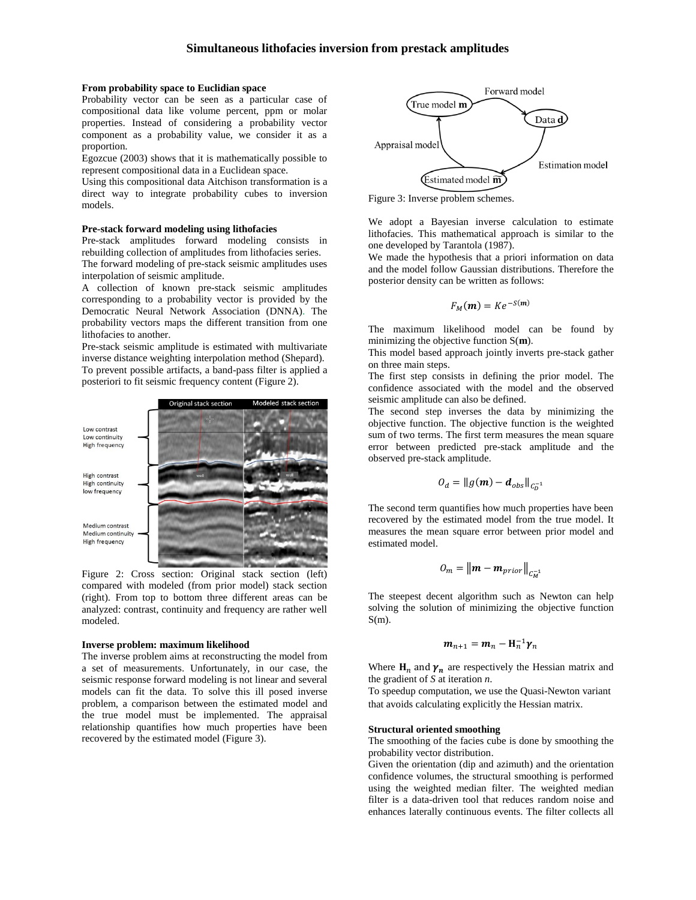# Simultaneous lithofacies inversion from prestack amplitudes

**From probability space to Euclidian space**

Probability vector can be seen as a particular case of compositional data like volume percent, ppm or molar properties. Instead of considering a probability vector component as a probability value, we consider it as a proportion.

Egozcue (2003) shows that it is mathematically possible to represent compositional data in a Euclidean space.

Using this compositional data Aitchison transformation is a direct way to integrate probability cubes to inversion models.

**Pre-stack forward modeling using lithofacies**

Pre-stack amplitudes forward modeling consists in rebuilding collection of amplitudes from lithofacies series.

The forward modeling of pre-stack seismic amplitudes uses interpolation of seismic amplitude.

A collection of known pre-stack seismic amplitudes corresponding to a probability vector is provided by the Democratic Neural Network Association (DNNA). The probability vectors maps the different transition from one lithofacies to another.

Pre-stack seismic amplitude is estimated with multivariate inverse distance weighting interpolation method (Shepard).

To prevent possible artifacts, a band-pass filter is applied a posteriori to fit seismic frequency content (Figure 2).

Figure 2: Cross section: Original stack section (left) compared with modeled (from prior model) stack section (right). From top to bottom three different areas can be analyzed: contrast, continuity and frequency are rather well modeled.

**Inverse problem: maximum likelihood**

The inverse problem aims at reconstructing the model from a set of measurements. Unfortunately, in our case, the seismic response forward modeling is not linear and several models can fit the data. To solve this ill posed inverse problem, a comparison between the estimated model and the true model must be implemented. The appraisal relationship quantifies how much properties have been recovered by the estimated model (Figure 3).

Figure 3: Inverse problem schemes.

We adopt a Bayesian inverse calculation to estimate lithofacies. This mathematical approach is similar to the one developed by Tarantola (1987).

We made the hypothesis that a priori information on data and the model follow Gaussian distributions. Therefore the posterior density can be written as follows:

$$F_M(\boldsymbol{m}) = Ke^{-S(\boldsymbol{m})}$$

The maximum likelihood model can be found by minimizing the objective function S($\mathbf{m}$).

This model based approach jointly inverts pre-stack gather on three main steps.

The first step consists in defining the prior model. The confidence associated with the model and the observed seismic amplitude can also be defined.

The second step inverses the data by minimizing the objective function. The objective function is the weighted sum of two terms. The first term measures the mean square error between predicted pre-stack amplitude and the observed pre-stack amplitude.

$$O_d = \|g(\boldsymbol{m}) - \boldsymbol{d}_{obs}\|_{C_D^{-1}}$$

The second term quantifies how much properties have been recovered by the estimated model from the true model. It measures the mean square error between prior model and estimated model.

$$O_m = \left\|\boldsymbol{m} - \boldsymbol{m}_{prior}\right\|_{C_M^{-1}}$$

The steepest decent algorithm such as Newton can help solving the solution of minimizing the objective function S(m).

$$\boldsymbol{m}_{n+1} = \boldsymbol{m}_n - \mathbf{H}_n^{-1}\boldsymbol{\gamma}_n$$

Where $\mathbf{H}_n$ and $\boldsymbol{\gamma}_n$ are respectively the Hessian matrix and the gradient of $S$ at iteration $n$.

To speedup computation, we use the Quasi-Newton variant that avoids calculating explicitly the Hessian matrix.

**Structural oriented smoothing**

The smoothing of the facies cube is done by smoothing the probability vector distribution.

Given the orientation (dip and azimuth) and the orientation confidence volumes, the structural smoothing is performed using the weighted median filter. The weighted median filter is a data-driven tool that reduces random noise and enhances laterally continuous events. The filter collects all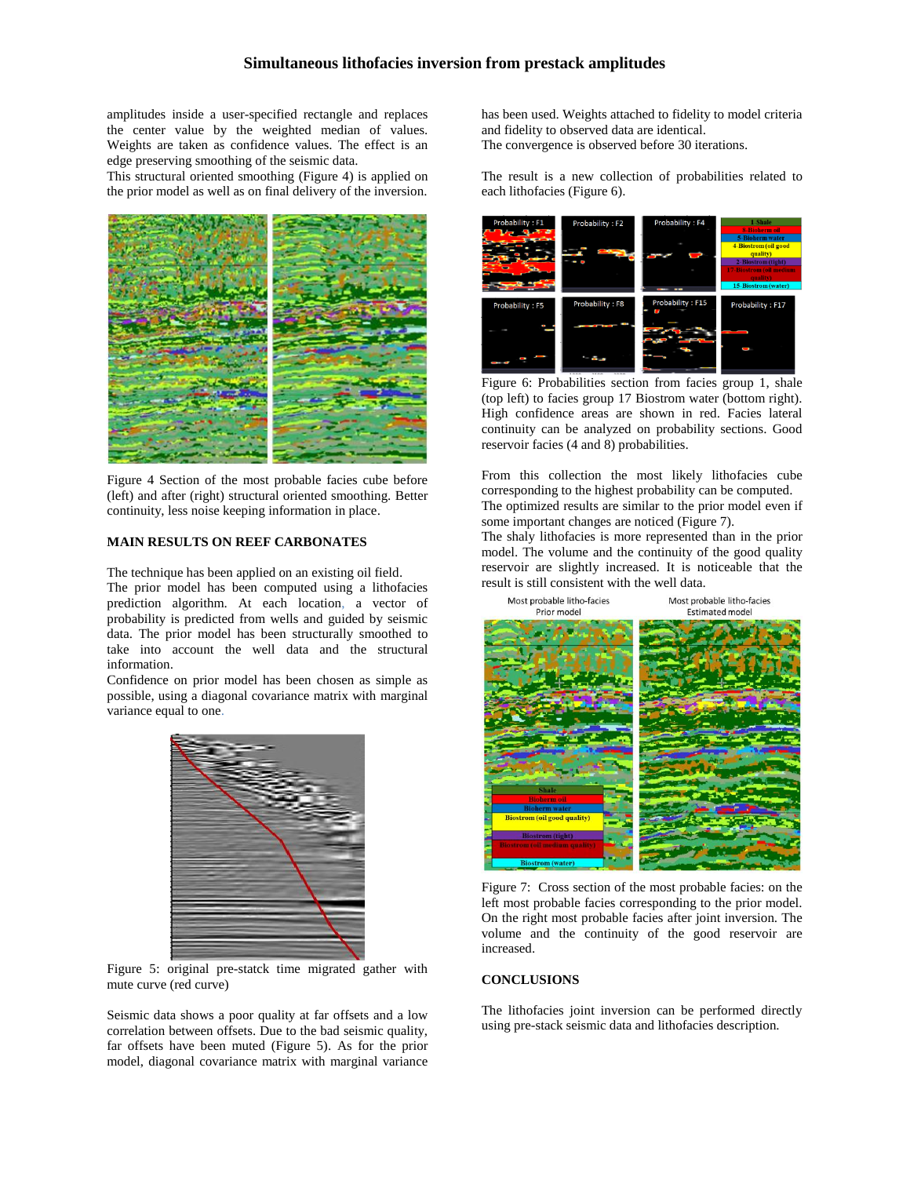amplitudes inside a user-specified rectangle and replaces the center value by the weighted median of values. Weights are taken as confidence values. The effect is an edge preserving smoothing of the seismic data.
This structural oriented smoothing (Figure 4) is applied on the prior model as well as on final delivery of the inversion.

Figure 4 Section of the most probable facies cube before (left) and after (right) structural oriented smoothing. Better continuity, less noise keeping information in place.

## MAIN RESULTS ON REEF CARBONATES

The technique has been applied on an existing oil field.
The prior model has been computed using a lithofacies prediction algorithm. At each location, a vector of probability is predicted from wells and guided by seismic data. The prior model has been structurally smoothed to take into account the well data and the structural information.
Confidence on prior model has been chosen as simple as possible, using a diagonal covariance matrix with marginal variance equal to one.

Figure 5: original pre-statck time migrated gather with mute curve (red curve)

Seismic data shows a poor quality at far offsets and a low correlation between offsets. Due to the bad seismic quality, far offsets have been muted (Figure 5). As for the prior model, diagonal covariance matrix with marginal variance has been used. Weights attached to fidelity to model criteria and fidelity to observed data are identical.
The convergence is observed before 30 iterations.

The result is a new collection of probabilities related to each lithofacies (Figure 6).

Figure 6: Probabilities section from facies group 1, shale (top left) to facies group 17 Biostrom water (bottom right). High confidence areas are shown in red. Facies lateral continuity can be analyzed on probability sections. Good reservoir facies (4 and 8) probabilities.

From this collection the most likely lithofacies cube corresponding to the highest probability can be computed.
The optimized results are similar to the prior model even if some important changes are noticed (Figure 7).
The shaly lithofacies is more represented than in the prior model. The volume and the continuity of the good quality reservoir are slightly increased. It is noticeable that the result is still consistent with the well data.

Figure 7: Cross section of the most probable facies: on the left most probable facies corresponding to the prior model. On the right most probable facies after joint inversion. The volume and the continuity of the good reservoir are increased.

## CONCLUSIONS

The lithofacies joint inversion can be performed directly using pre-stack seismic data and lithofacies description.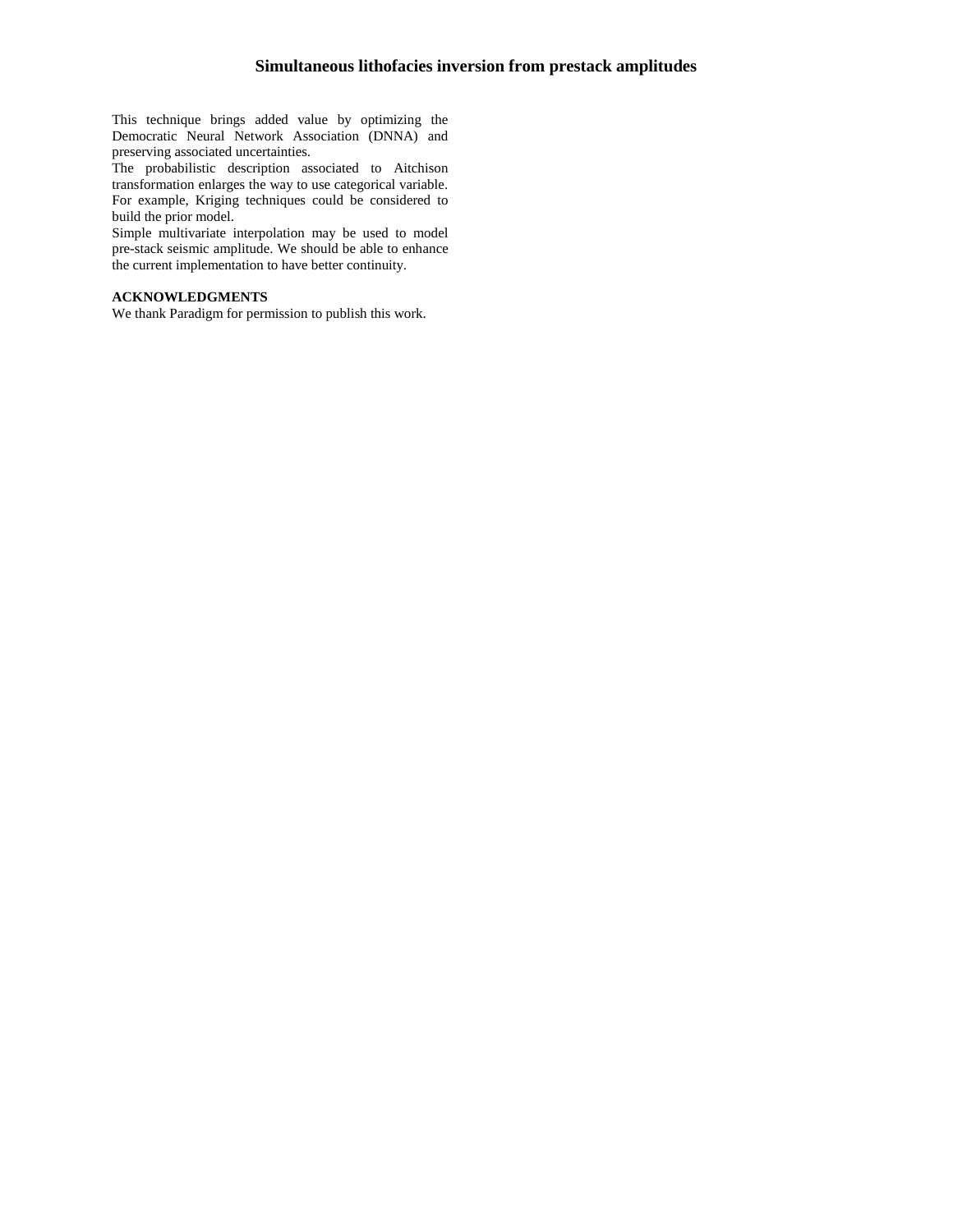This technique brings added value by optimizing the Democratic Neural Network Association (DNNA) and preserving associated uncertainties.

The probabilistic description associated to Aitchison transformation enlarges the way to use categorical variable. For example, Kriging techniques could be considered to build the prior model.

Simple multivariate interpolation may be used to model pre-stack seismic amplitude. We should be able to enhance the current implementation to have better continuity.

**ACKNOWLEDGMENTS**

We thank Paradigm for permission to publish this work.